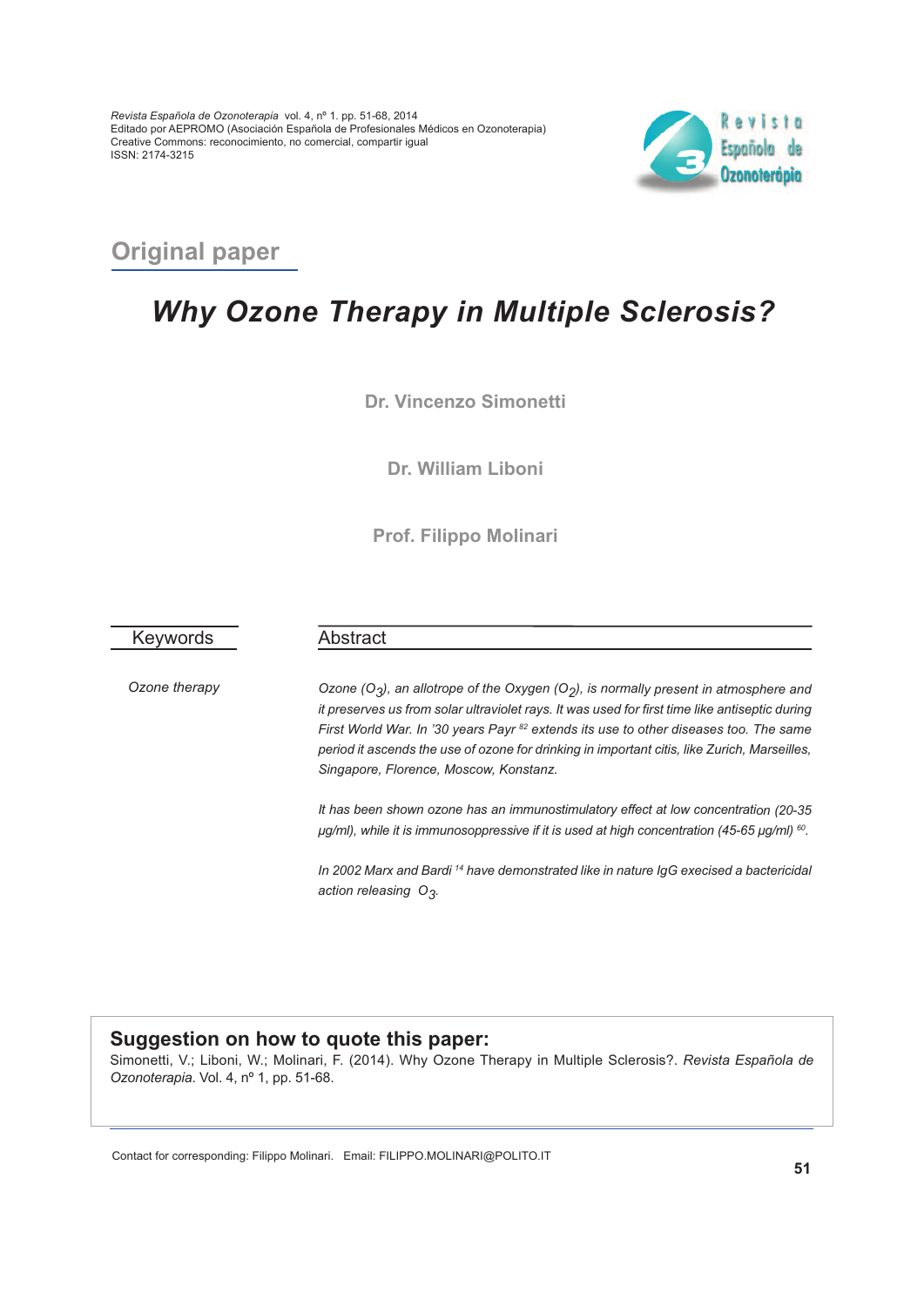*Revista Española de Ozonoterapia* vol. 4, nº 1. pp. 51-68, 2014
Editado por AEPROMO (Asociación Española de Profesionales Médicos en Ozonoterapia)
Creative Commons: reconocimiento, no comercial, compartir igual
ISSN: 2174-3215

## Original paper

# *Why Ozone Therapy in Multiple Sclerosis?*

**Dr. Vincenzo Simonetti**

**Dr. William Liboni**

**Prof. Filippo Molinari**

## Keywords

*Ozone therapy*

## Abstract

*Ozone ($O_3$), an allotrope of the Oxygen ($O_2$), is normally present in atmosphere and it preserves us from solar ultraviolet rays. It was used for first time like antiseptic during First World War. In '30 years Payr [82] extends its use to other diseases too. The same period it ascends the use of ozone for drinking in important citis, like Zurich, Marseilles, Singapore, Florence, Moscow, Konstanz.*

*It has been shown ozone has an immunostimulatory effect at low concentration (20-35 μg/ml), while it is immunosoppressive if it is used at high concentration (45-65 μg/ml) [60].*

*In 2002 Marx and Bardi [14] have demonstrated like in nature IgG execised a bactericidal action releasing $O_3$.*

**Suggestion on how to quote this paper:**
Simonetti, V.; Liboni, W.; Molinari, F. (2014). Why Ozone Therapy in Multiple Sclerosis?. *Revista Española de Ozonoterapia*. Vol. 4, nº 1, pp. 51-68.

Contact for corresponding: Filippo Molinari. Email: FILIPPO.MOLINARI@POLITO.IT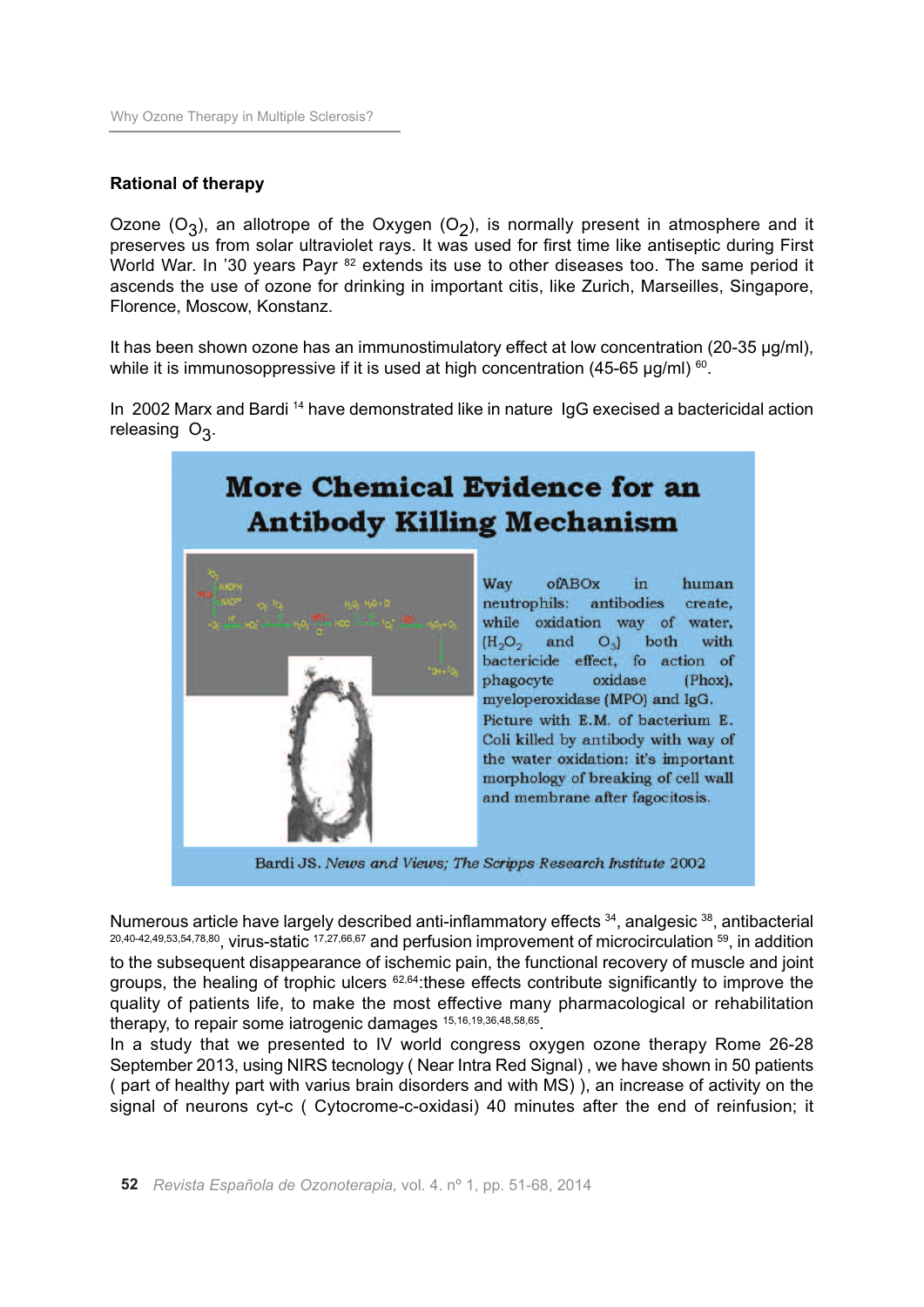## Rational of therapy

Ozone ($O_3$), an allotrope of the Oxygen ($O_2$), is normally present in atmosphere and it preserves us from solar ultraviolet rays. It was used for first time like antiseptic during First World War. In '30 years Payr [82] extends its use to other diseases too. The same period it ascends the use of ozone for drinking in important citis, like Zurich, Marseilles, Singapore, Florence, Moscow, Konstanz.

It has been shown ozone has an immunostimulatory effect at low concentration (20-35 µg/ml), while it is immunosoppressive if it is used at high concentration (45-65 µg/ml) [60].

In 2002 Marx and Bardi [14] have demonstrated like in nature IgG execised a bactericidal action releasing $O_3$.

**More Chemical Evidence for an Antibody Killing Mechanism**

Way ofABOx in human neutrophils: antibodies create, while oxidation way of water, ($H_2O_2$ and $O_3$) both with bactericide effect, fo action of phagocyte oxidase (Phox), myeloperoxidase (MPO) and IgG. Picture with E.M. of bacterium E. Coli killed by antibody with way of the water oxidation: it's important morphology of breaking of cell wall and membrane after fagocitosis.

Bardi JS. *News and Views; The Scripps Research Institute* 2002

Numerous article have largely described anti-inflammatory effects [34], analgesic [38], antibacterial [20,40-42,49,53,54,78,80], virus-static [17,27,66,67] and perfusion improvement of microcirculation [59], in addition to the subsequent disappearance of ischemic pain, the functional recovery of muscle and joint groups, the healing of trophic ulcers [62,64]:these effects contribute significantly to improve the quality of patients life, to make the most effective many pharmacological or rehabilitation therapy, to repair some iatrogenic damages [15,16,19,36,48,58,65].

In a study that we presented to IV world congress oxygen ozone therapy Rome 26-28 September 2013, using NIRS tecnology ( Near Intra Red Signal) , we have shown in 50 patients ( part of healthy part with varius brain disorders and with MS) ), an increase of activity on the signal of neurons cyt-c ( Cytocrome-c-oxidasi) 40 minutes after the end of reinfusion; it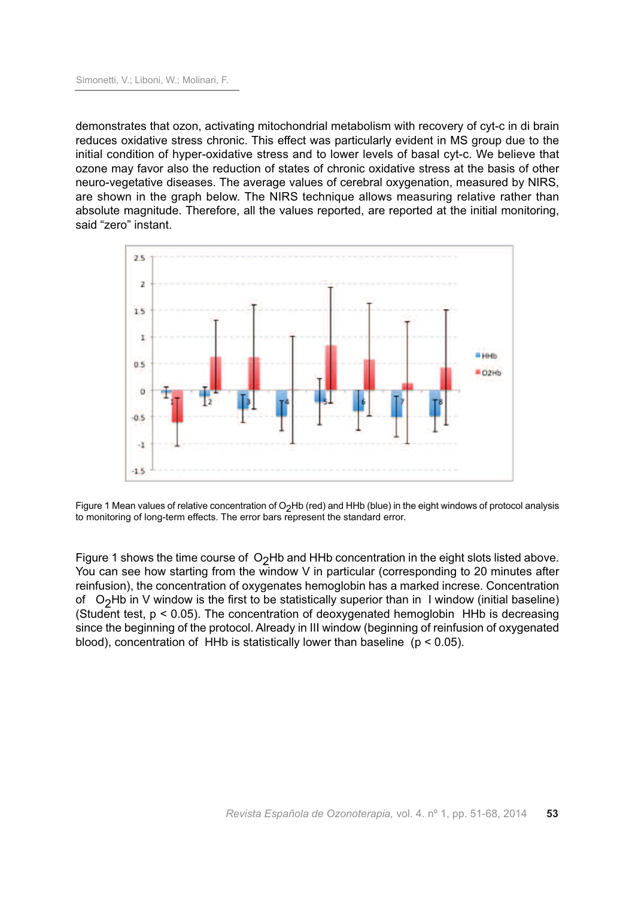demonstrates that ozon, activating mitochondrial metabolism with recovery of cyt-c in di brain reduces oxidative stress chronic. This effect was particularly evident in MS group due to the initial condition of hyper-oxidative stress and to lower levels of basal cyt-c. We believe that ozone may favor also the reduction of states of chronic oxidative stress at the basis of other neuro-vegetative diseases. The average values of cerebral oxygenation, measured by NIRS, are shown in the graph below. The NIRS technique allows measuring relative rather than absolute magnitude. Therefore, all the values reported, are reported at the initial monitoring, said "zero" instant.

Figure 1 Mean values of relative concentration of $O_2Hb$ (red) and HHb (blue) in the eight windows of protocol analysis to monitoring of long-term effects. The error bars represent the standard error.

Figure 1 shows the time course of $O_2Hb$ and HHb concentration in the eight slots listed above. You can see how starting from the window V in particular (corresponding to 20 minutes after reinfusion), the concentration of oxygenates hemoglobin has a marked increse. Concentration of $O_2Hb$ in V window is the first to be statistically superior than in I window (initial baseline) (Student test, $p < 0.05$). The concentration of deoxygenated hemoglobin HHb is decreasing since the beginning of the protocol. Already in III window (beginning of reinfusion of oxygenated blood), concentration of HHb is statistically lower than baseline ($p < 0.05$).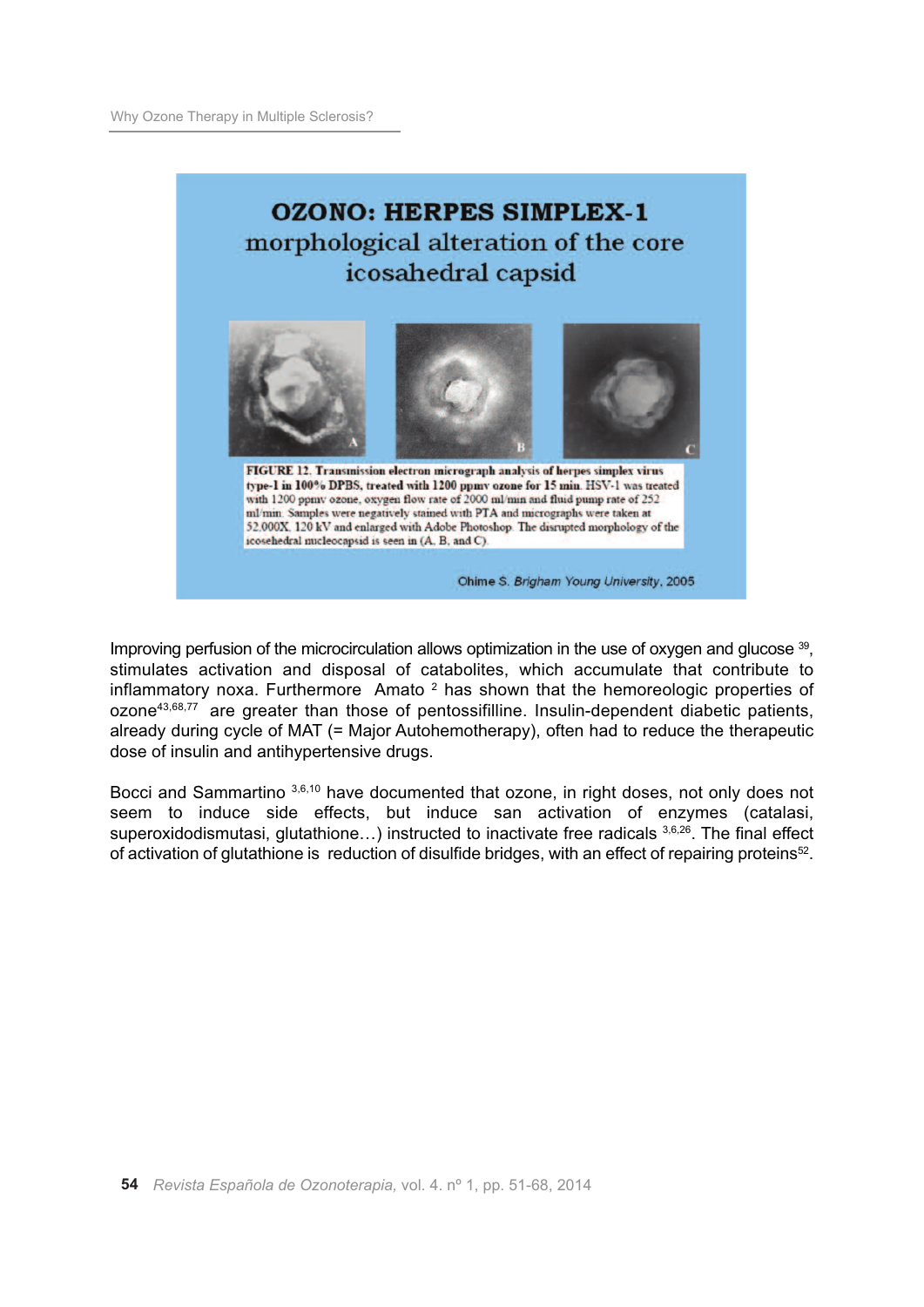OZONO: HERPES SIMPLEX-1
morphological alteration of the core icosahedral capsid

**FIGURE 12. Transmission electron micrograph analysis of herpes simplex virus type-1 in 100% DPBS, treated with 1200 ppmv ozone for 15 min.** HSV-1 was treated with 1200 ppmv ozone, oxygen flow rate of 2000 ml/min and fluid pump rate of 252 ml/min. Samples were negatively stained with PTA and micrographs were taken at 52,000X, 120 kV and enlarged with Adobe Photoshop. The disrupted morphology of the icosehedral nucleocapsid is seen in (A, B, and C).

Ohime S. *Brigham Young University*, 2005

Improving perfusion of the microcirculation allows optimization in the use of oxygen and glucose [39], stimulates activation and disposal of catabolites, which accumulate that contribute to inflammatory noxa. Furthermore Amato [2] has shown that the hemoreologic properties of ozone[43,68,77] are greater than those of pentossifilline. Insulin-dependent diabetic patients, already during cycle of MAT (= Major Autohemotherapy), often had to reduce the therapeutic dose of insulin and antihypertensive drugs.

Bocci and Sammartino [3,6,10] have documented that ozone, in right doses, not only does not seem to induce side effects, but induce san activation of enzymes (catalasi, superoxidodismutasi, glutathione…) instructed to inactivate free radicals [3,6,26]. The final effect of activation of glutathione is reduction of disulfide bridges, with an effect of repairing proteins[52].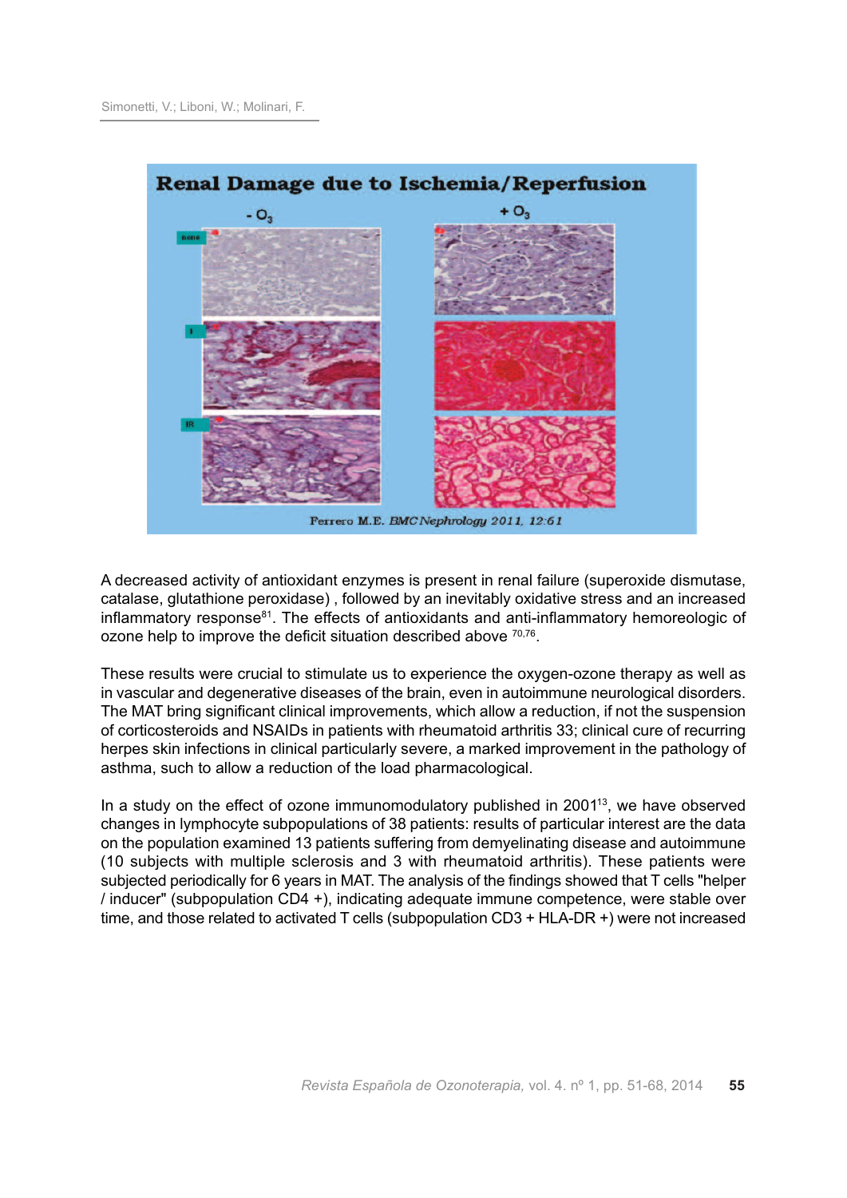A decreased activity of antioxidant enzymes is present in renal failure (superoxide dismutase, catalase, glutathione peroxidase) , followed by an inevitably oxidative stress and an increased inflammatory response[81]. The effects of antioxidants and anti-inflammatory hemoreologic of ozone help to improve the deficit situation described above [70,76].

These results were crucial to stimulate us to experience the oxygen-ozone therapy as well as in vascular and degenerative diseases of the brain, even in autoimmune neurological disorders. The MAT bring significant clinical improvements, which allow a reduction, if not the suspension of corticosteroids and NSAIDs in patients with rheumatoid arthritis 33; clinical cure of recurring herpes skin infections in clinical particularly severe, a marked improvement in the pathology of asthma, such to allow a reduction of the load pharmacological.

In a study on the effect of ozone immunomodulatory published in 2001[13], we have observed changes in lymphocyte subpopulations of 38 patients: results of particular interest are the data on the population examined 13 patients suffering from demyelinating disease and autoimmune (10 subjects with multiple sclerosis and 3 with rheumatoid arthritis). These patients were subjected periodically for 6 years in MAT. The analysis of the findings showed that T cells "helper / inducer" (subpopulation CD4 +), indicating adequate immune competence, were stable over time, and those related to activated T cells (subpopulation CD3 + HLA-DR +) were not increased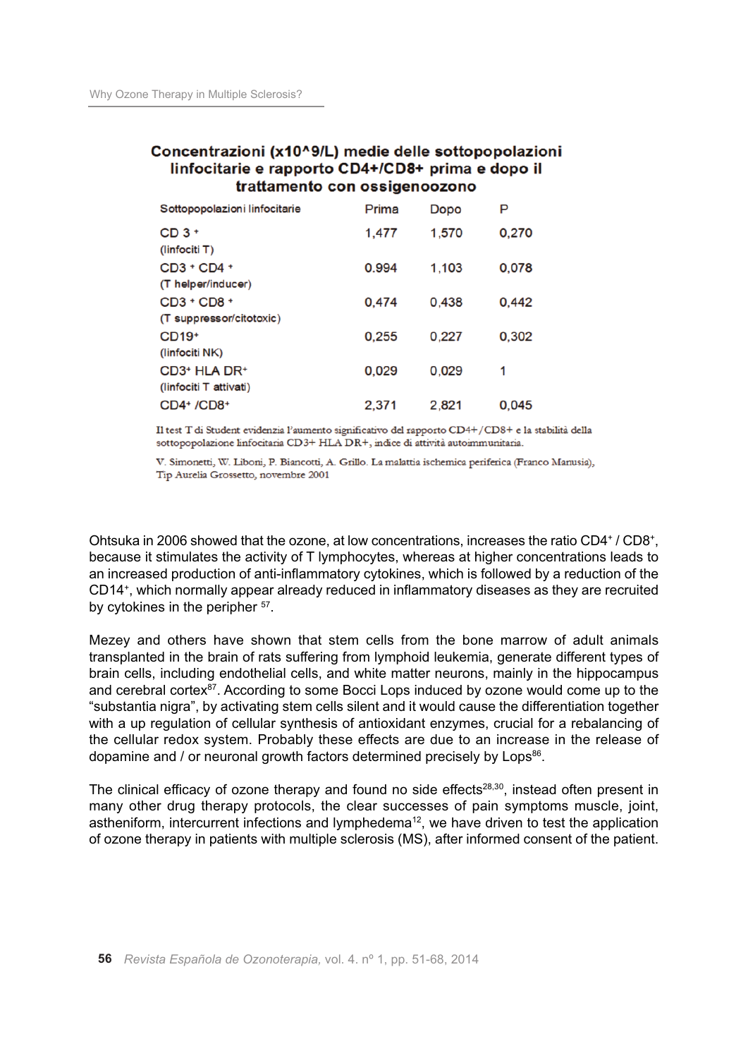**Concentrazioni (x10^9/L) medie delle sottopopolazioni linfocitarie e rapporto CD4+/CD8+ prima e dopo il trattamento con ossigenoozono**

| Sottopopolazioni linfocitarie | Prima | Dopo | P |
|---|---|---|---|
| CD 3 + (linfociti T) | 1,477 | 1,570 | 0,270 |
| CD3 + CD4 + (T helper/inducer) | 0.994 | 1,103 | 0,078 |
| CD3 + CD8 + (T suppressor/citotoxic) | 0,474 | 0,438 | 0,442 |
| CD19+ (linfociti NK) | 0,255 | 0,227 | 0,302 |
| CD3+ HLA DR+ (linfociti T attivati) | 0,029 | 0,029 | 1 |
| CD4+ /CD8+ | 2,371 | 2,821 | 0,045 |

Il test T di Student evidenzia l'aumento significativo del rapporto CD4+/CD8+ e la stabilità della sottopopolazione linfocitaria CD3+ HLA DR+, indice di attività autoimmunitaria.

V. Simonetti, W. Liboni, P. Biancotti, A. Grillo. La malattia ischemica periferica (Franco Manusia), Tip Aurelia Grossetto, novembre 2001

Ohtsuka in 2006 showed that the ozone, at low concentrations, increases the ratio $CD4^+$ / $CD8^+$, because it stimulates the activity of T lymphocytes, whereas at higher concentrations leads to an increased production of anti-inflammatory cytokines, which is followed by a reduction of the $CD14^+$, which normally appear already reduced in inflammatory diseases as they are recruited by cytokines in the peripher [57].

Mezey and others have shown that stem cells from the bone marrow of adult animals transplanted in the brain of rats suffering from lymphoid leukemia, generate different types of brain cells, including endothelial cells, and white matter neurons, mainly in the hippocampus and cerebral cortex[87]. According to some Bocci Lops induced by ozone would come up to the "substantia nigra", by activating stem cells silent and it would cause the differentiation together with a up regulation of cellular synthesis of antioxidant enzymes, crucial for a rebalancing of the cellular redox system. Probably these effects are due to an increase in the release of dopamine and / or neuronal growth factors determined precisely by Lops[86].

The clinical efficacy of ozone therapy and found no side effects[28,30], instead often present in many other drug therapy protocols, the clear successes of pain symptoms muscle, joint, astheniform, intercurrent infections and lymphedema[12], we have driven to test the application of ozone therapy in patients with multiple sclerosis (MS), after informed consent of the patient.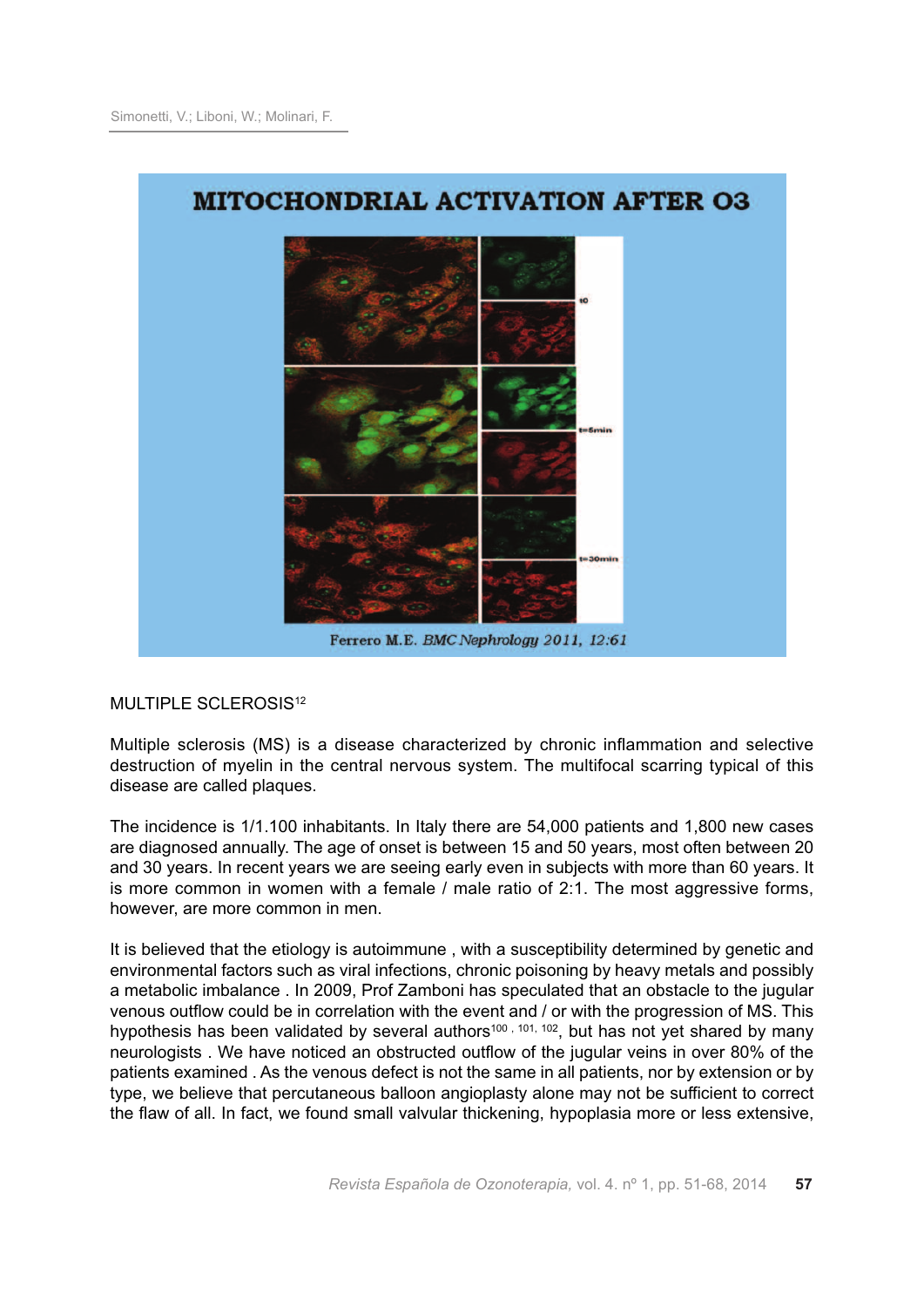MITOCHONDRIAL ACTIVATION AFTER O3

Ferrero M.E. *BMC Nephrology* 2011, 12:61

## MULTIPLE SCLEROSIS[12]

Multiple sclerosis (MS) is a disease characterized by chronic inflammation and selective destruction of myelin in the central nervous system. The multifocal scarring typical of this disease are called plaques.

The incidence is 1/1.100 inhabitants. In Italy there are 54,000 patients and 1,800 new cases are diagnosed annually. The age of onset is between 15 and 50 years, most often between 20 and 30 years. In recent years we are seeing early even in subjects with more than 60 years. It is more common in women with a female / male ratio of 2:1. The most aggressive forms, however, are more common in men.

It is believed that the etiology is autoimmune , with a susceptibility determined by genetic and environmental factors such as viral infections, chronic poisoning by heavy metals and possibly a metabolic imbalance . In 2009, Prof Zamboni has speculated that an obstacle to the jugular venous outflow could be in correlation with the event and / or with the progression of MS. This hypothesis has been validated by several authors[100, 101, 102], but has not yet shared by many neurologists . We have noticed an obstructed outflow of the jugular veins in over 80% of the patients examined . As the venous defect is not the same in all patients, nor by extension or by type, we believe that percutaneous balloon angioplasty alone may not be sufficient to correct the flaw of all. In fact, we found small valvular thickening, hypoplasia more or less extensive,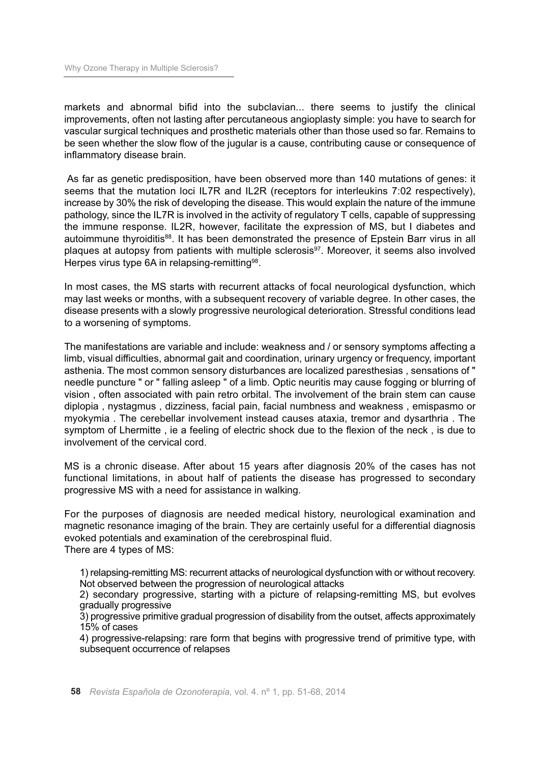markets and abnormal bifid into the subclavian... there seems to justify the clinical improvements, often not lasting after percutaneous angioplasty simple: you have to search for vascular surgical techniques and prosthetic materials other than those used so far. Remains to be seen whether the slow flow of the jugular is a cause, contributing cause or consequence of inflammatory disease brain.

As far as genetic predisposition, have been observed more than 140 mutations of genes: it seems that the mutation loci IL7R and IL2R (receptors for interleukins 7:02 respectively), increase by 30% the risk of developing the disease. This would explain the nature of the immune pathology, since the IL7R is involved in the activity of regulatory T cells, capable of suppressing the immune response. IL2R, however, facilitate the expression of MS, but I diabetes and autoimmune thyroiditis[88]. It has been demonstrated the presence of Epstein Barr virus in all plaques at autopsy from patients with multiple sclerosis[97]. Moreover, it seems also involved Herpes virus type 6A in relapsing-remitting[98].

In most cases, the MS starts with recurrent attacks of focal neurological dysfunction, which may last weeks or months, with a subsequent recovery of variable degree. In other cases, the disease presents with a slowly progressive neurological deterioration. Stressful conditions lead to a worsening of symptoms.

The manifestations are variable and include: weakness and / or sensory symptoms affecting a limb, visual difficulties, abnormal gait and coordination, urinary urgency or frequency, important asthenia. The most common sensory disturbances are localized paresthesias , sensations of " needle puncture " or " falling asleep " of a limb. Optic neuritis may cause fogging or blurring of vision , often associated with pain retro orbital. The involvement of the brain stem can cause diplopia , nystagmus , dizziness, facial pain, facial numbness and weakness , emispasmo or myokymia . The cerebellar involvement instead causes ataxia, tremor and dysarthria . The symptom of Lhermitte , ie a feeling of electric shock due to the flexion of the neck , is due to involvement of the cervical cord.

MS is a chronic disease. After about 15 years after diagnosis 20% of the cases has not functional limitations, in about half of patients the disease has progressed to secondary progressive MS with a need for assistance in walking.

For the purposes of diagnosis are needed medical history, neurological examination and magnetic resonance imaging of the brain. They are certainly useful for a differential diagnosis evoked potentials and examination of the cerebrospinal fluid.
There are 4 types of MS:

1) relapsing-remitting MS: recurrent attacks of neurological dysfunction with or without recovery. Not observed between the progression of neurological attacks
2) secondary progressive, starting with a picture of relapsing-remitting MS, but evolves gradually progressive
3) progressive primitive gradual progression of disability from the outset, affects approximately 15% of cases
4) progressive-relapsing: rare form that begins with progressive trend of primitive type, with subsequent occurrence of relapses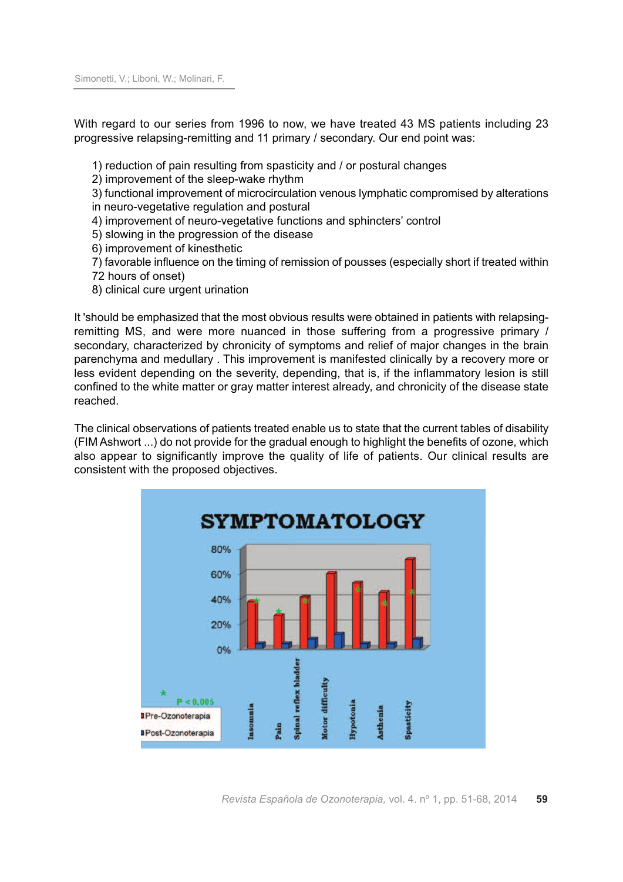With regard to our series from 1996 to now, we have treated 43 MS patients including 23 progressive relapsing-remitting and 11 primary / secondary. Our end point was:

1) reduction of pain resulting from spasticity and / or postural changes
2) improvement of the sleep-wake rhythm
3) functional improvement of microcirculation venous lymphatic compromised by alterations in neuro-vegetative regulation and postural
4) improvement of neuro-vegetative functions and sphincters' control
5) slowing in the progression of the disease
6) improvement of kinesthetic
7) favorable influence on the timing of remission of pousses (especially short if treated within 72 hours of onset)
8) clinical cure urgent urination

It 'should be emphasized that the most obvious results were obtained in patients with relapsing-remitting MS, and were more nuanced in those suffering from a progressive primary / secondary, characterized by chronicity of symptoms and relief of major changes in the brain parenchyma and medullary . This improvement is manifested clinically by a recovery more or less evident depending on the severity, depending, that is, if the inflammatory lesion is still confined to the white matter or gray matter interest already, and chronicity of the disease state reached.

The clinical observations of patients treated enable us to state that the current tables of disability (FIM Ashwort ...) do not provide for the gradual enough to highlight the benefits of ozone, which also appear to significantly improve the quality of life of patients. Our clinical results are consistent with the proposed objectives.

**SYMPTOMATOLOGY**

(Bar chart: Pre-Ozonoterapia vs Post-Ozonoterapia for Insomnia, Pain, Spinal reflex bladder, Motor difficulty, Hypotonia, Asthenia, Spasticity; y-axis 0%–80%; * $P < 0,005$)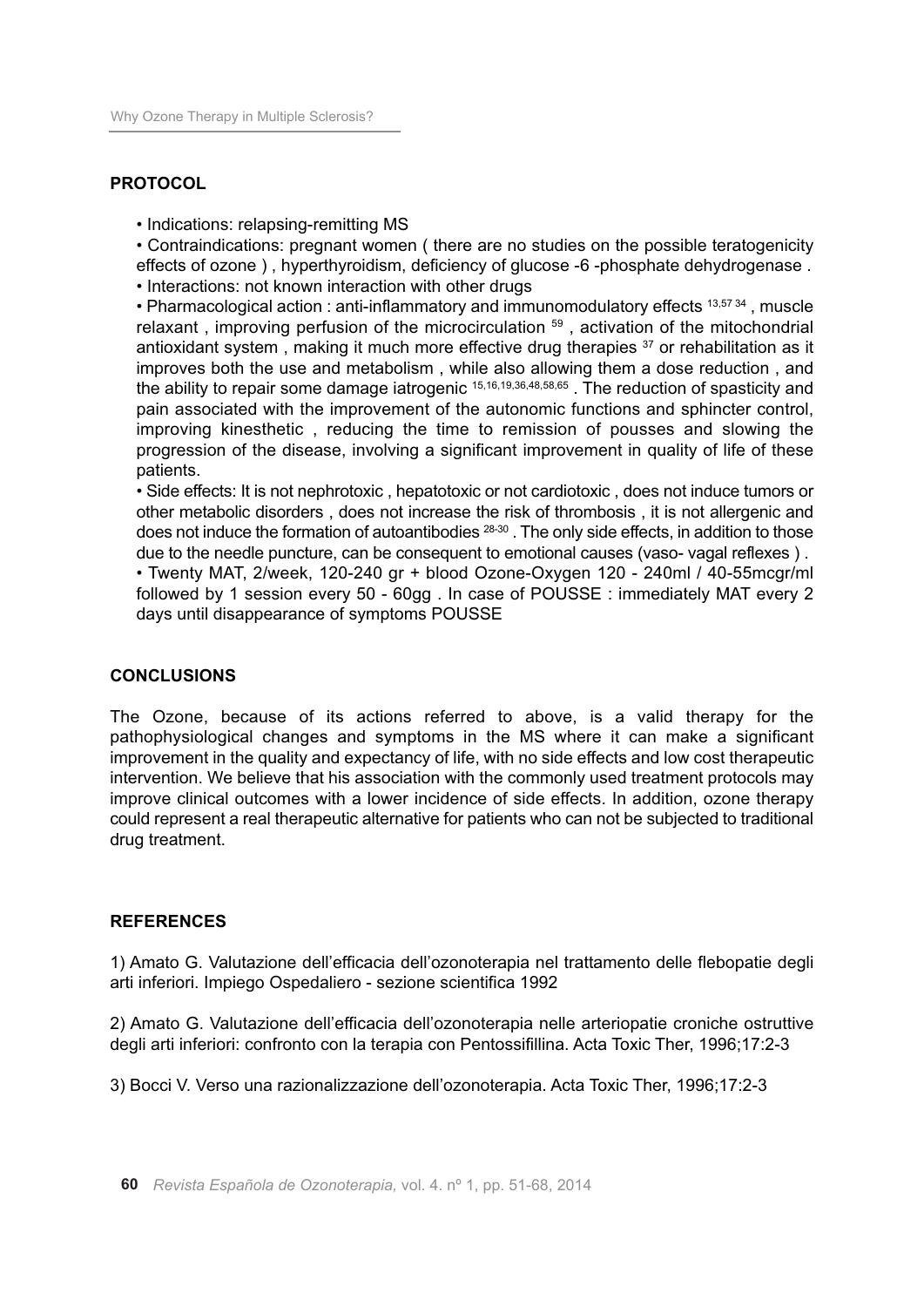## PROTOCOL

- Indications: relapsing-remitting MS
- Contraindications: pregnant women ( there are no studies on the possible teratogenicity effects of ozone ) , hyperthyroidism, deficiency of glucose -6 -phosphate dehydrogenase .
- Interactions: not known interaction with other drugs
- Pharmacological action : anti-inflammatory and immunomodulatory effects [13,57 34] , muscle relaxant , improving perfusion of the microcirculation [59] , activation of the mitochondrial antioxidant system , making it much more effective drug therapies [37] or rehabilitation as it improves both the use and metabolism , while also allowing them a dose reduction , and the ability to repair some damage iatrogenic [15,16,19,36,48,58,65] . The reduction of spasticity and pain associated with the improvement of the autonomic functions and sphincter control, improving kinesthetic , reducing the time to remission of pousses and slowing the progression of the disease, involving a significant improvement in quality of life of these patients.
- Side effects: It is not nephrotoxic , hepatotoxic or not cardiotoxic , does not induce tumors or other metabolic disorders , does not increase the risk of thrombosis , it is not allergenic and does not induce the formation of autoantibodies [28-30] . The only side effects, in addition to those due to the needle puncture, can be consequent to emotional causes (vaso- vagal reflexes ) .
- Twenty MAT, 2/week, 120-240 gr + blood Ozone-Oxygen 120 - 240ml / 40-55mcgr/ml followed by 1 session every 50 - 60gg . In case of POUSSE : immediately MAT every 2 days until disappearance of symptoms POUSSE

## CONCLUSIONS

The Ozone, because of its actions referred to above, is a valid therapy for the pathophysiological changes and symptoms in the MS where it can make a significant improvement in the quality and expectancy of life, with no side effects and low cost therapeutic intervention. We believe that his association with the commonly used treatment protocols may improve clinical outcomes with a lower incidence of side effects. In addition, ozone therapy could represent a real therapeutic alternative for patients who can not be subjected to traditional drug treatment.

## REFERENCES

1) Amato G. Valutazione dell'efficacia dell'ozonoterapia nel trattamento delle flebopatie degli arti inferiori. Impiego Ospedaliero - sezione scientifica 1992

2) Amato G. Valutazione dell'efficacia dell'ozonoterapia nelle arteriopatie croniche ostruttive degli arti inferiori: confronto con la terapia con Pentossifillina. Acta Toxic Ther, 1996;17:2-3

3) Bocci V. Verso una razionalizzazione dell'ozonoterapia. Acta Toxic Ther, 1996;17:2-3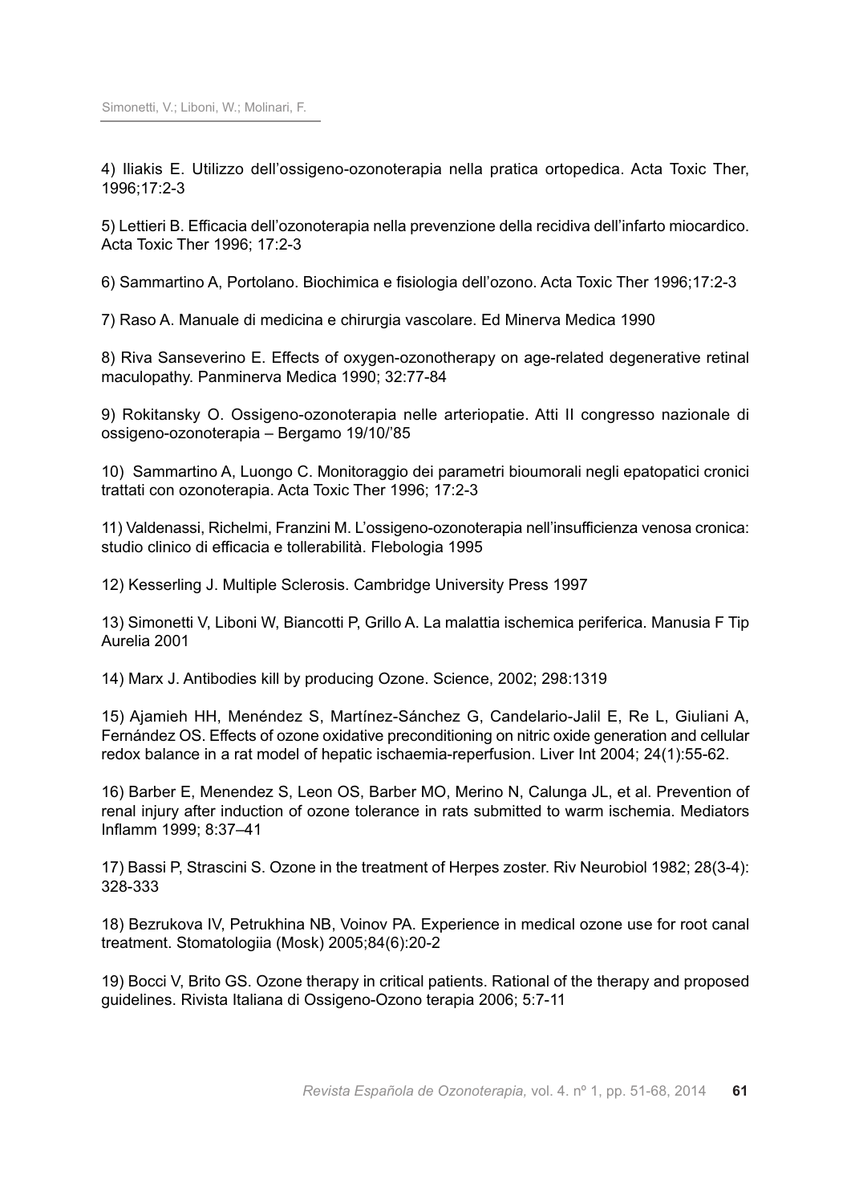4) Iliakis E. Utilizzo dell'ossigeno-ozonoterapia nella pratica ortopedica. Acta Toxic Ther, 1996;17:2-3

5) Lettieri B. Efficacia dell'ozonoterapia nella prevenzione della recidiva dell'infarto miocardico. Acta Toxic Ther 1996; 17:2-3

6) Sammartino A, Portolano. Biochimica e fisiologia dell'ozono. Acta Toxic Ther 1996;17:2-3

7) Raso A. Manuale di medicina e chirurgia vascolare. Ed Minerva Medica 1990

8) Riva Sanseverino E. Effects of oxygen-ozonotherapy on age-related degenerative retinal maculopathy. Panminerva Medica 1990; 32:77-84

9) Rokitansky O. Ossigeno-ozonoterapia nelle arteriopatie. Atti II congresso nazionale di ossigeno-ozonoterapia – Bergamo 19/10/'85

10) Sammartino A, Luongo C. Monitoraggio dei parametri bioumorali negli epatopatici cronici trattati con ozonoterapia. Acta Toxic Ther 1996; 17:2-3

11) Valdenassi, Richelmi, Franzini M. L'ossigeno-ozonoterapia nell'insufficienza venosa cronica: studio clinico di efficacia e tollerabilità. Flebologia 1995

12) Kesserling J. Multiple Sclerosis. Cambridge University Press 1997

13) Simonetti V, Liboni W, Biancotti P, Grillo A. La malattia ischemica periferica. Manusia F Tip Aurelia 2001

14) Marx J. Antibodies kill by producing Ozone. Science, 2002; 298:1319

15) Ajamieh HH, Menéndez S, Martínez-Sánchez G, Candelario-Jalil E, Re L, Giuliani A, Fernández OS. Effects of ozone oxidative preconditioning on nitric oxide generation and cellular redox balance in a rat model of hepatic ischaemia-reperfusion. Liver Int 2004; 24(1):55-62.

16) Barber E, Menendez S, Leon OS, Barber MO, Merino N, Calunga JL, et al. Prevention of renal injury after induction of ozone tolerance in rats submitted to warm ischemia. Mediators Inflamm 1999; 8:37–41

17) Bassi P, Strascini S. Ozone in the treatment of Herpes zoster. Riv Neurobiol 1982; 28(3-4): 328-333

18) Bezrukova IV, Petrukhina NB, Voinov PA. Experience in medical ozone use for root canal treatment. Stomatologiia (Mosk) 2005;84(6):20-2

19) Bocci V, Brito GS. Ozone therapy in critical patients. Rational of the therapy and proposed guidelines. Rivista Italiana di Ossigeno-Ozono terapia 2006; 5:7-11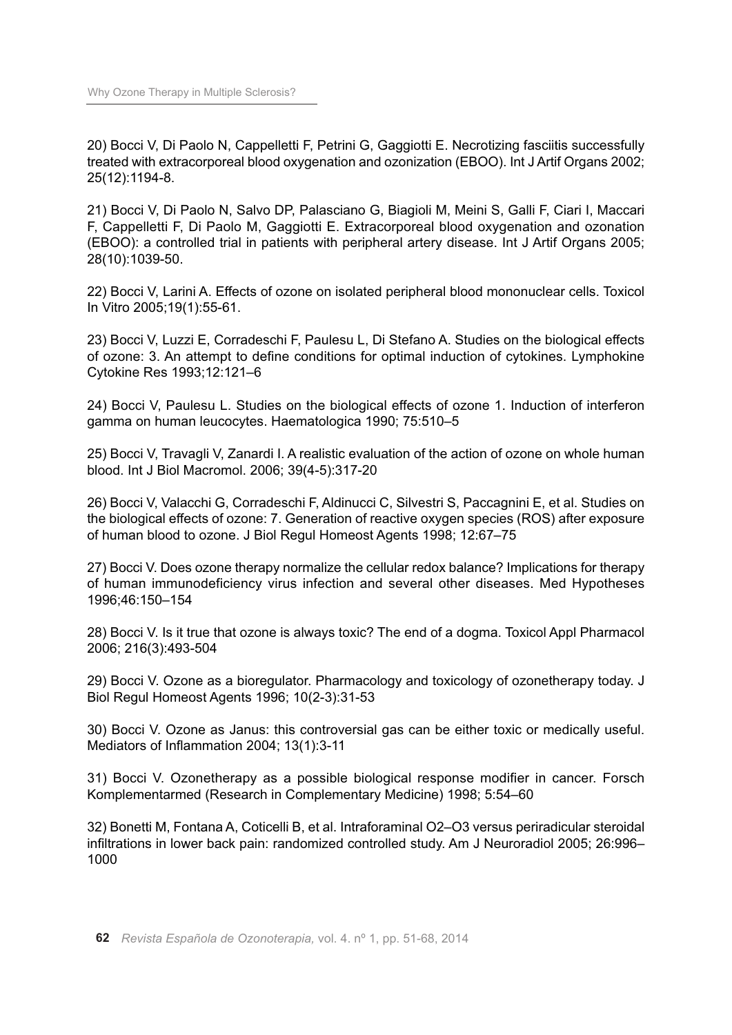20) Bocci V, Di Paolo N, Cappelletti F, Petrini G, Gaggiotti E. Necrotizing fasciitis successfully treated with extracorporeal blood oxygenation and ozonization (EBOO). Int J Artif Organs 2002; 25(12):1194-8.

21) Bocci V, Di Paolo N, Salvo DP, Palasciano G, Biagioli M, Meini S, Galli F, Ciari I, Maccari F, Cappelletti F, Di Paolo M, Gaggiotti E. Extracorporeal blood oxygenation and ozonation (EBOO): a controlled trial in patients with peripheral artery disease. Int J Artif Organs 2005; 28(10):1039-50.

22) Bocci V, Larini A. Effects of ozone on isolated peripheral blood mononuclear cells. Toxicol In Vitro 2005;19(1):55-61.

23) Bocci V, Luzzi E, Corradeschi F, Paulesu L, Di Stefano A. Studies on the biological effects of ozone: 3. An attempt to define conditions for optimal induction of cytokines. Lymphokine Cytokine Res 1993;12:121–6

24) Bocci V, Paulesu L. Studies on the biological effects of ozone 1. Induction of interferon gamma on human leucocytes. Haematologica 1990; 75:510–5

25) Bocci V, Travagli V, Zanardi I. A realistic evaluation of the action of ozone on whole human blood. Int J Biol Macromol. 2006; 39(4-5):317-20

26) Bocci V, Valacchi G, Corradeschi F, Aldinucci C, Silvestri S, Paccagnini E, et al. Studies on the biological effects of ozone: 7. Generation of reactive oxygen species (ROS) after exposure of human blood to ozone. J Biol Regul Homeost Agents 1998; 12:67–75

27) Bocci V. Does ozone therapy normalize the cellular redox balance? Implications for therapy of human immunodeficiency virus infection and several other diseases. Med Hypotheses 1996;46:150–154

28) Bocci V. Is it true that ozone is always toxic? The end of a dogma. Toxicol Appl Pharmacol 2006; 216(3):493-504

29) Bocci V. Ozone as a bioregulator. Pharmacology and toxicology of ozonetherapy today. J Biol Regul Homeost Agents 1996; 10(2-3):31-53

30) Bocci V. Ozone as Janus: this controversial gas can be either toxic or medically useful. Mediators of Inflammation 2004; 13(1):3-11

31) Bocci V. Ozonetherapy as a possible biological response modifier in cancer. Forsch Komplementarmed (Research in Complementary Medicine) 1998; 5:54–60

32) Bonetti M, Fontana A, Coticelli B, et al. Intraforaminal $O_2$–$O_3$ versus periradicular steroidal infiltrations in lower back pain: randomized controlled study. Am J Neuroradiol 2005; 26:996–1000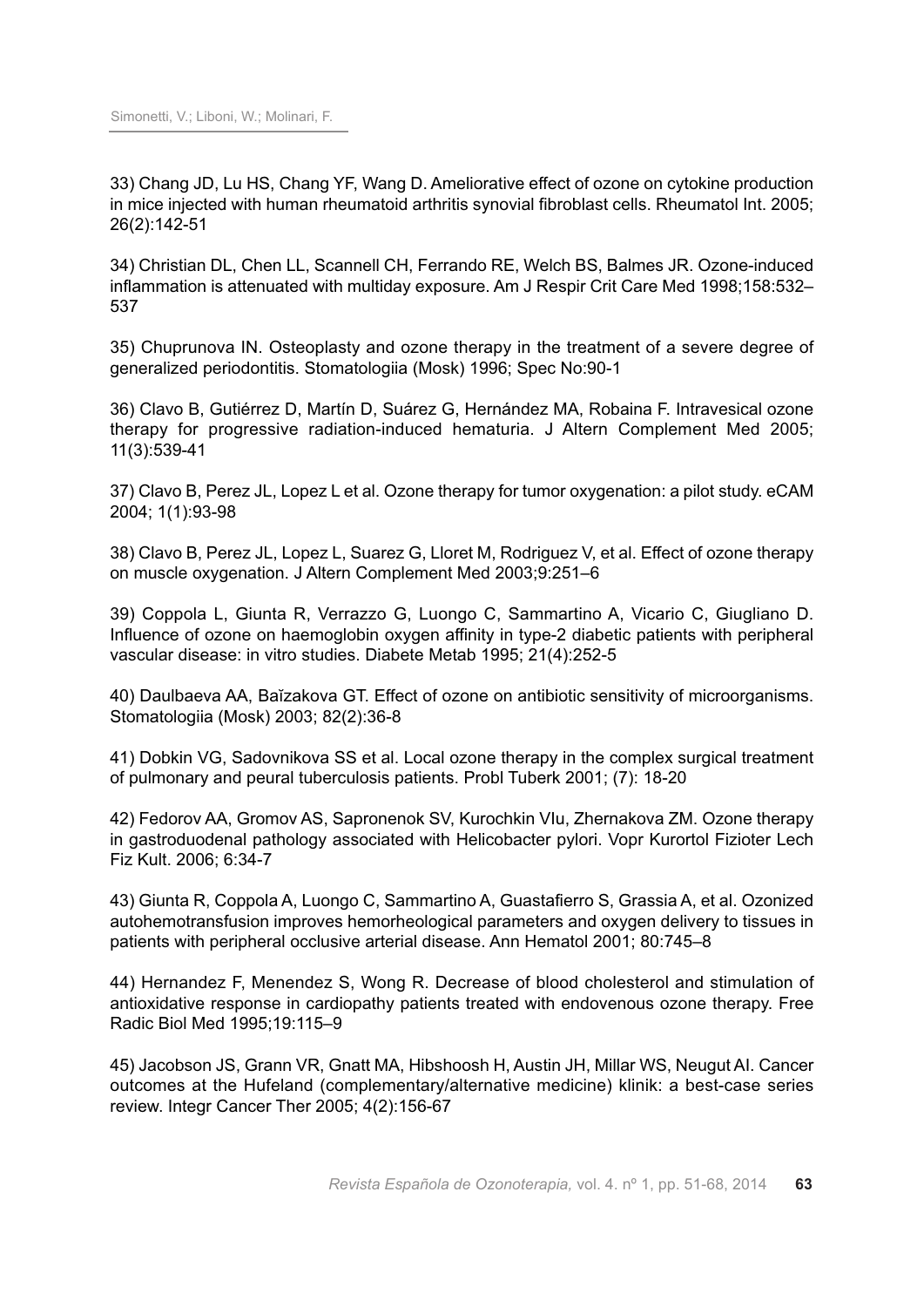33) Chang JD, Lu HS, Chang YF, Wang D. Ameliorative effect of ozone on cytokine production in mice injected with human rheumatoid arthritis synovial fibroblast cells. Rheumatol Int. 2005; 26(2):142-51

34) Christian DL, Chen LL, Scannell CH, Ferrando RE, Welch BS, Balmes JR. Ozone-induced inflammation is attenuated with multiday exposure. Am J Respir Crit Care Med 1998;158:532–537

35) Chuprunova IN. Osteoplasty and ozone therapy in the treatment of a severe degree of generalized periodontitis. Stomatologiia (Mosk) 1996; Spec No:90-1

36) Clavo B, Gutiérrez D, Martín D, Suárez G, Hernández MA, Robaina F. Intravesical ozone therapy for progressive radiation-induced hematuria. J Altern Complement Med 2005; 11(3):539-41

37) Clavo B, Perez JL, Lopez L et al. Ozone therapy for tumor oxygenation: a pilot study. eCAM 2004; 1(1):93-98

38) Clavo B, Perez JL, Lopez L, Suarez G, Lloret M, Rodriguez V, et al. Effect of ozone therapy on muscle oxygenation. J Altern Complement Med 2003;9:251–6

39) Coppola L, Giunta R, Verrazzo G, Luongo C, Sammartino A, Vicario C, Giugliano D. Influence of ozone on haemoglobin oxygen affinity in type-2 diabetic patients with peripheral vascular disease: in vitro studies. Diabete Metab 1995; 21(4):252-5

40) Daulbaeva AA, Baĭzakova GT. Effect of ozone on antibiotic sensitivity of microorganisms. Stomatologiia (Mosk) 2003; 82(2):36-8

41) Dobkin VG, Sadovnikova SS et al. Local ozone therapy in the complex surgical treatment of pulmonary and peural tuberculosis patients. Probl Tuberk 2001; (7): 18-20

42) Fedorov AA, Gromov AS, Sapronenok SV, Kurochkin VIu, Zhernakova ZM. Ozone therapy in gastroduodenal pathology associated with Helicobacter pylori. Vopr Kurortol Fizioter Lech Fiz Kult. 2006; 6:34-7

43) Giunta R, Coppola A, Luongo C, Sammartino A, Guastafierro S, Grassia A, et al. Ozonized autohemotransfusion improves hemorheological parameters and oxygen delivery to tissues in patients with peripheral occlusive arterial disease. Ann Hematol 2001; 80:745–8

44) Hernandez F, Menendez S, Wong R. Decrease of blood cholesterol and stimulation of antioxidative response in cardiopathy patients treated with endovenous ozone therapy. Free Radic Biol Med 1995;19:115–9

45) Jacobson JS, Grann VR, Gnatt MA, Hibshoosh H, Austin JH, Millar WS, Neugut AI. Cancer outcomes at the Hufeland (complementary/alternative medicine) klinik: a best-case series review. Integr Cancer Ther 2005; 4(2):156-67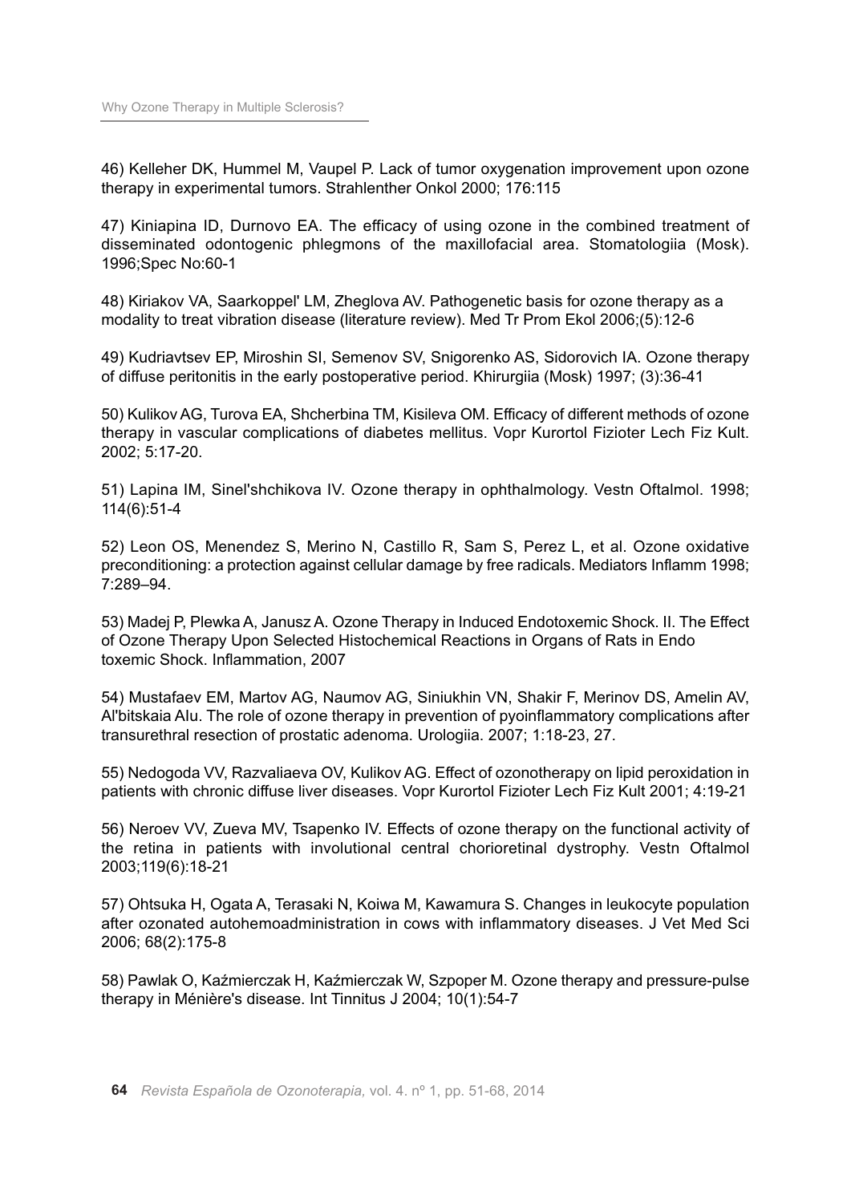46) Kelleher DK, Hummel M, Vaupel P. Lack of tumor oxygenation improvement upon ozone therapy in experimental tumors. Strahlenther Onkol 2000; 176:115

47) Kiniapina ID, Durnovo EA. The efficacy of using ozone in the combined treatment of disseminated odontogenic phlegmons of the maxillofacial area. Stomatologiia (Mosk). 1996;Spec No:60-1

48) Kiriakov VA, Saarkoppel' LM, Zheglova AV. Pathogenetic basis for ozone therapy as a modality to treat vibration disease (literature review). Med Tr Prom Ekol 2006;(5):12-6

49) Kudriavtsev EP, Miroshin SI, Semenov SV, Snigorenko AS, Sidorovich IA. Ozone therapy of diffuse peritonitis in the early postoperative period. Khirurgiia (Mosk) 1997; (3):36-41

50) Kulikov AG, Turova EA, Shcherbina TM, Kisileva OM. Efficacy of different methods of ozone therapy in vascular complications of diabetes mellitus. Vopr Kurortol Fizioter Lech Fiz Kult. 2002; 5:17-20.

51) Lapina IM, Sinel'shchikova IV. Ozone therapy in ophthalmology. Vestn Oftalmol. 1998; 114(6):51-4

52) Leon OS, Menendez S, Merino N, Castillo R, Sam S, Perez L, et al. Ozone oxidative preconditioning: a protection against cellular damage by free radicals. Mediators Inflamm 1998; 7:289–94.

53) Madej P, Plewka A, Janusz A. Ozone Therapy in Induced Endotoxemic Shock. II. The Effect of Ozone Therapy Upon Selected Histochemical Reactions in Organs of Rats in Endo toxemic Shock. Inflammation, 2007

54) Mustafaev EM, Martov AG, Naumov AG, Siniukhin VN, Shakir F, Merinov DS, Amelin AV, Al'bitskaia AIu. The role of ozone therapy in prevention of pyoinflammatory complications after transurethral resection of prostatic adenoma. Urologiia. 2007; 1:18-23, 27.

55) Nedogoda VV, Razvaliaeva OV, Kulikov AG. Effect of ozonotherapy on lipid peroxidation in patients with chronic diffuse liver diseases. Vopr Kurortol Fizioter Lech Fiz Kult 2001; 4:19-21

56) Neroev VV, Zueva MV, Tsapenko IV. Effects of ozone therapy on the functional activity of the retina in patients with involutional central chorioretinal dystrophy. Vestn Oftalmol 2003;119(6):18-21

57) Ohtsuka H, Ogata A, Terasaki N, Koiwa M, Kawamura S. Changes in leukocyte population after ozonated autohemoadministration in cows with inflammatory diseases. J Vet Med Sci 2006; 68(2):175-8

58) Pawlak O, Kaźmierczak H, Kaźmierczak W, Szpoper M. Ozone therapy and pressure-pulse therapy in Ménière's disease. Int Tinnitus J 2004; 10(1):54-7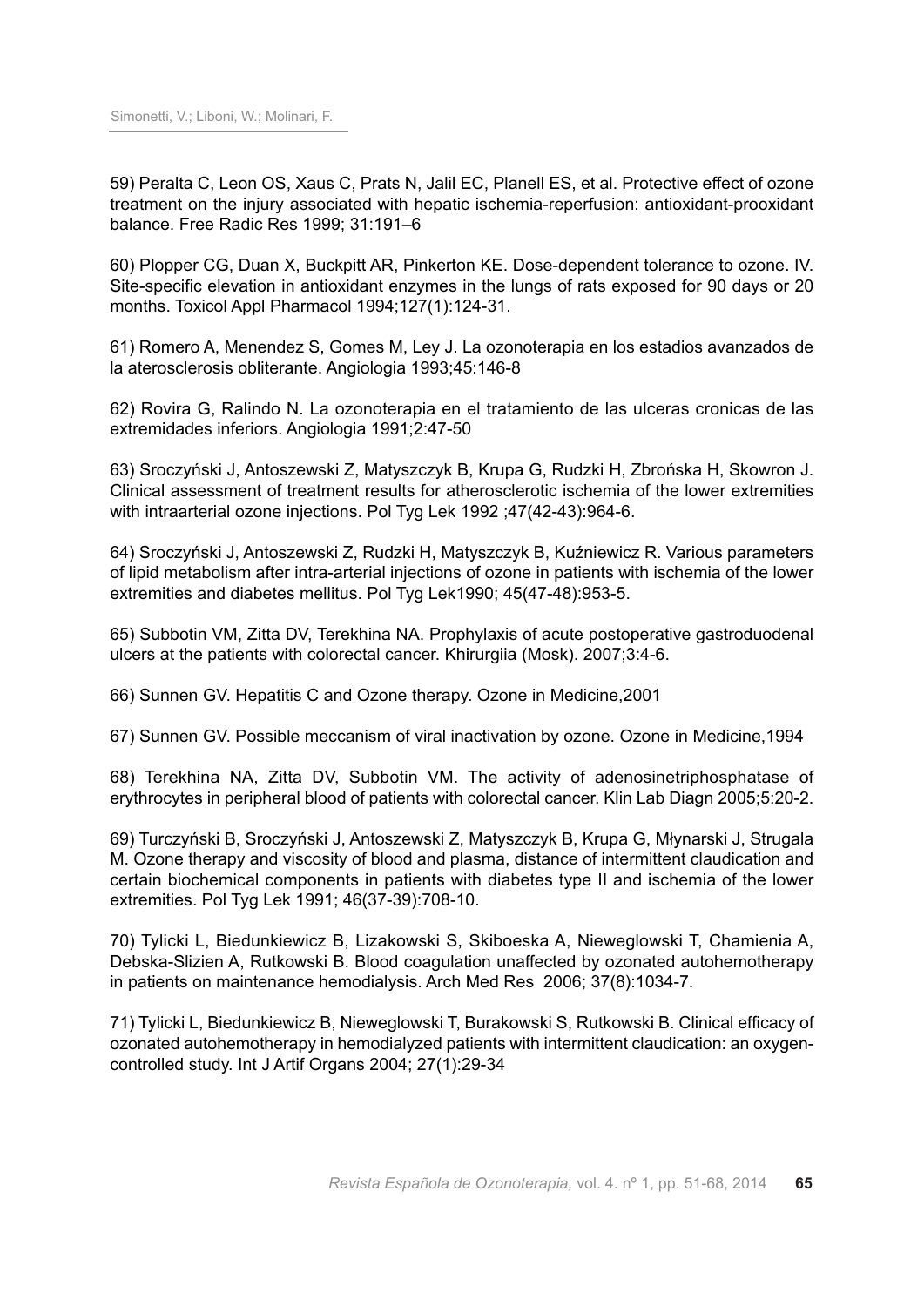59) Peralta C, Leon OS, Xaus C, Prats N, Jalil EC, Planell ES, et al. Protective effect of ozone treatment on the injury associated with hepatic ischemia-reperfusion: antioxidant-prooxidant balance. Free Radic Res 1999; 31:191–6

60) Plopper CG, Duan X, Buckpitt AR, Pinkerton KE. Dose-dependent tolerance to ozone. IV. Site-specific elevation in antioxidant enzymes in the lungs of rats exposed for 90 days or 20 months. Toxicol Appl Pharmacol 1994;127(1):124-31.

61) Romero A, Menendez S, Gomes M, Ley J. La ozonoterapia en los estadios avanzados de la aterosclerosis obliterante. Angiologia 1993;45:146-8

62) Rovira G, Ralindo N. La ozonoterapia en el tratamiento de las ulceras cronicas de las extremidades inferiors. Angiologia 1991;2:47-50

63) Sroczyński J, Antoszewski Z, Matyszczyk B, Krupa G, Rudzki H, Zbrońska H, Skowron J. Clinical assessment of treatment results for atherosclerotic ischemia of the lower extremities with intraarterial ozone injections. Pol Tyg Lek 1992 ;47(42-43):964-6.

64) Sroczyński J, Antoszewski Z, Rudzki H, Matyszczyk B, Kuźniewicz R. Various parameters of lipid metabolism after intra-arterial injections of ozone in patients with ischemia of the lower extremities and diabetes mellitus. Pol Tyg Lek1990; 45(47-48):953-5.

65) Subbotin VM, Zitta DV, Terekhina NA. Prophylaxis of acute postoperative gastroduodenal ulcers at the patients with colorectal cancer. Khirurgiia (Mosk). 2007;3:4-6.

66) Sunnen GV. Hepatitis C and Ozone therapy. Ozone in Medicine,2001

67) Sunnen GV. Possible meccanism of viral inactivation by ozone. Ozone in Medicine,1994

68) Terekhina NA, Zitta DV, Subbotin VM. The activity of adenosinetriphosphatase of erythrocytes in peripheral blood of patients with colorectal cancer. Klin Lab Diagn 2005;5:20-2.

69) Turczyński B, Sroczyński J, Antoszewski Z, Matyszczyk B, Krupa G, Młynarski J, Strugala M. Ozone therapy and viscosity of blood and plasma, distance of intermittent claudication and certain biochemical components in patients with diabetes type II and ischemia of the lower extremities. Pol Tyg Lek 1991; 46(37-39):708-10.

70) Tylicki L, Biedunkiewicz B, Lizakowski S, Skiboeska A, Nieweglowski T, Chamienia A, Debska-Slizien A, Rutkowski B. Blood coagulation unaffected by ozonated autohemotherapy in patients on maintenance hemodialysis. Arch Med Res 2006; 37(8):1034-7.

71) Tylicki L, Biedunkiewicz B, Nieweglowski T, Burakowski S, Rutkowski B. Clinical efficacy of ozonated autohemotherapy in hemodialyzed patients with intermittent claudication: an oxygen-controlled study. Int J Artif Organs 2004; 27(1):29-34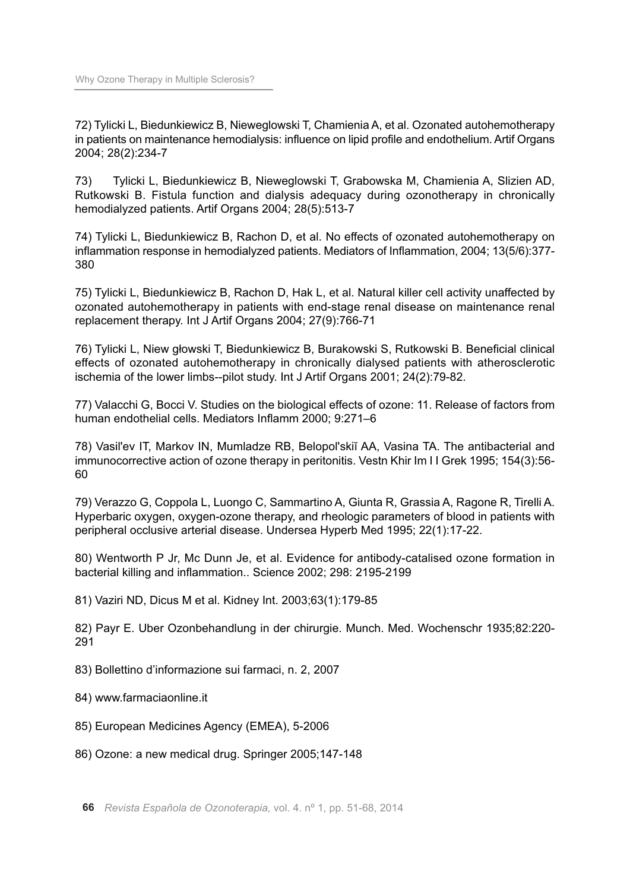72) Tylicki L, Biedunkiewicz B, Nieweglowski T, Chamienia A, et al. Ozonated autohemotherapy in patients on maintenance hemodialysis: influence on lipid profile and endothelium. Artif Organs 2004; 28(2):234-7

73) Tylicki L, Biedunkiewicz B, Nieweglowski T, Grabowska M, Chamienia A, Slizien AD, Rutkowski B. Fistula function and dialysis adequacy during ozonotherapy in chronically hemodialyzed patients. Artif Organs 2004; 28(5):513-7

74) Tylicki L, Biedunkiewicz B, Rachon D, et al. No effects of ozonated autohemotherapy on inflammation response in hemodialyzed patients. Mediators of Inflammation, 2004; 13(5/6):377-380

75) Tylicki L, Biedunkiewicz B, Rachon D, Hak L, et al. Natural killer cell activity unaffected by ozonated autohemotherapy in patients with end-stage renal disease on maintenance renal replacement therapy. Int J Artif Organs 2004; 27(9):766-71

76) Tylicki L, Niew głowski T, Biedunkiewicz B, Burakowski S, Rutkowski B. Beneficial clinical effects of ozonated autohemotherapy in chronically dialysed patients with atherosclerotic ischemia of the lower limbs--pilot study. Int J Artif Organs 2001; 24(2):79-82.

77) Valacchi G, Bocci V. Studies on the biological effects of ozone: 11. Release of factors from human endothelial cells. Mediators Inflamm 2000; 9:271–6

78) Vasil'ev IT, Markov IN, Mumladze RB, Belopol'skiĭ AA, Vasina TA. The antibacterial and immunocorrective action of ozone therapy in peritonitis. Vestn Khir Im I I Grek 1995; 154(3):56-60

79) Verazzo G, Coppola L, Luongo C, Sammartino A, Giunta R, Grassia A, Ragone R, Tirelli A. Hyperbaric oxygen, oxygen-ozone therapy, and rheologic parameters of blood in patients with peripheral occlusive arterial disease. Undersea Hyperb Med 1995; 22(1):17-22.

80) Wentworth P Jr, Mc Dunn Je, et al. Evidence for antibody-catalised ozone formation in bacterial killing and inflammation.. Science 2002; 298: 2195-2199

81) Vaziri ND, Dicus M et al. Kidney Int. 2003;63(1):179-85

82) Payr E. Uber Ozonbehandlung in der chirurgie. Munch. Med. Wochenschr 1935;82:220-291

83) Bollettino d'informazione sui farmaci, n. 2, 2007

84) www.farmaciaonline.it

85) European Medicines Agency (EMEA), 5-2006

86) Ozone: a new medical drug. Springer 2005;147-148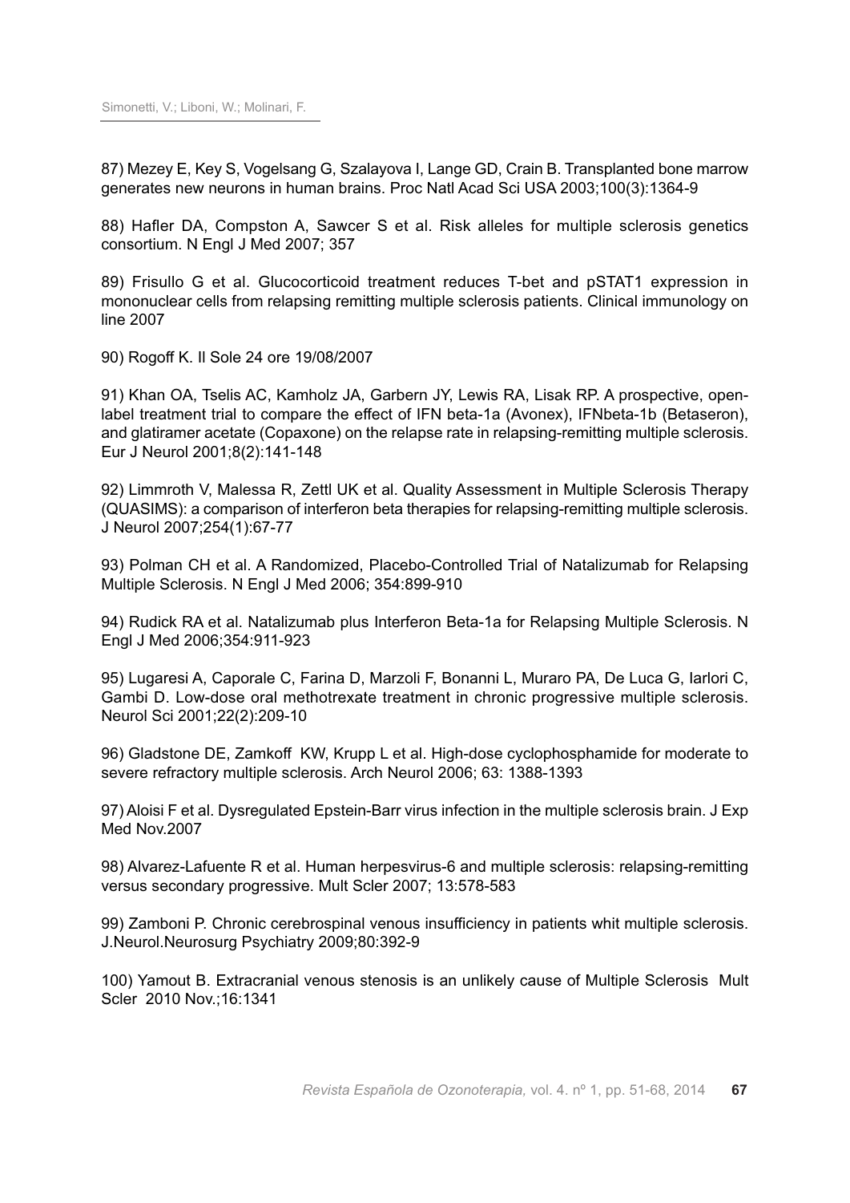87) Mezey E, Key S, Vogelsang G, Szalayova I, Lange GD, Crain B. Transplanted bone marrow generates new neurons in human brains. Proc Natl Acad Sci USA 2003;100(3):1364-9

88) Hafler DA, Compston A, Sawcer S et al. Risk alleles for multiple sclerosis genetics consortium. N Engl J Med 2007; 357

89) Frisullo G et al. Glucocorticoid treatment reduces T-bet and pSTAT1 expression in mononuclear cells from relapsing remitting multiple sclerosis patients. Clinical immunology on line 2007

90) Rogoff K. Il Sole 24 ore 19/08/2007

91) Khan OA, Tselis AC, Kamholz JA, Garbern JY, Lewis RA, Lisak RP. A prospective, open-label treatment trial to compare the effect of IFN beta-1a (Avonex), IFNbeta-1b (Betaseron), and glatiramer acetate (Copaxone) on the relapse rate in relapsing-remitting multiple sclerosis. Eur J Neurol 2001;8(2):141-148

92) Limmroth V, Malessa R, Zettl UK et al. Quality Assessment in Multiple Sclerosis Therapy (QUASIMS): a comparison of interferon beta therapies for relapsing-remitting multiple sclerosis. J Neurol 2007;254(1):67-77

93) Polman CH et al. A Randomized, Placebo-Controlled Trial of Natalizumab for Relapsing Multiple Sclerosis. N Engl J Med 2006; 354:899-910

94) Rudick RA et al. Natalizumab plus Interferon Beta-1a for Relapsing Multiple Sclerosis. N Engl J Med 2006;354:911-923

95) Lugaresi A, Caporale C, Farina D, Marzoli F, Bonanni L, Muraro PA, De Luca G, Iarlori C, Gambi D. Low-dose oral methotrexate treatment in chronic progressive multiple sclerosis. Neurol Sci 2001;22(2):209-10

96) Gladstone DE, Zamkoff KW, Krupp L et al. High-dose cyclophosphamide for moderate to severe refractory multiple sclerosis. Arch Neurol 2006; 63: 1388-1393

97) Aloisi F et al. Dysregulated Epstein-Barr virus infection in the multiple sclerosis brain. J Exp Med Nov.2007

98) Alvarez-Lafuente R et al. Human herpesvirus-6 and multiple sclerosis: relapsing-remitting versus secondary progressive. Mult Scler 2007; 13:578-583

99) Zamboni P. Chronic cerebrospinal venous insufficiency in patients whit multiple sclerosis. J.Neurol.Neurosurg Psychiatry 2009;80:392-9

100) Yamout B. Extracranial venous stenosis is an unlikely cause of Multiple Sclerosis Mult Scler 2010 Nov.;16:1341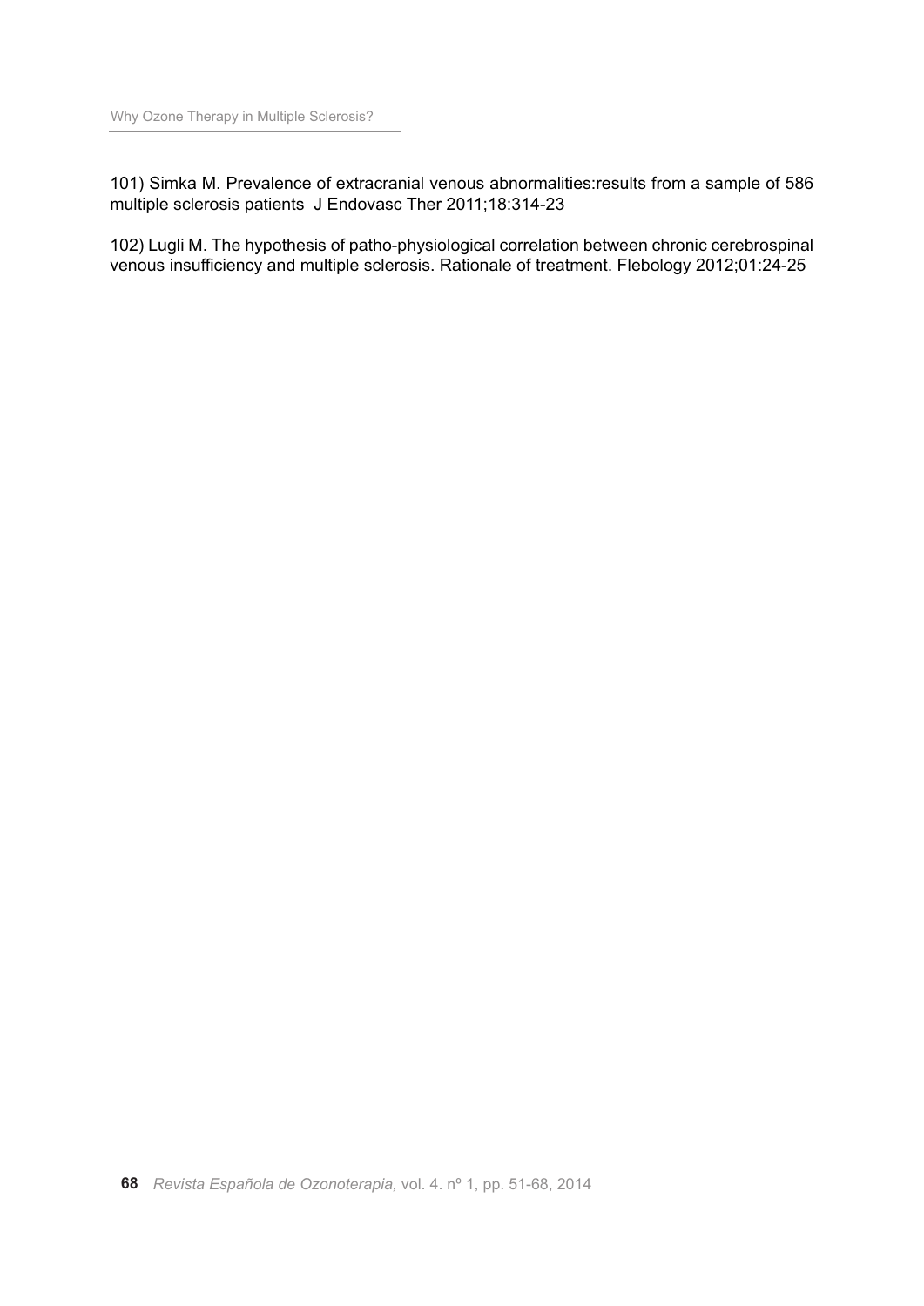101) Simka M. Prevalence of extracranial venous abnormalities:results from a sample of 586 multiple sclerosis patients J Endovasc Ther 2011;18:314-23

102) Lugli M. The hypothesis of patho-physiological correlation between chronic cerebrospinal venous insufficiency and multiple sclerosis. Rationale of treatment. Flebology 2012;01:24-25